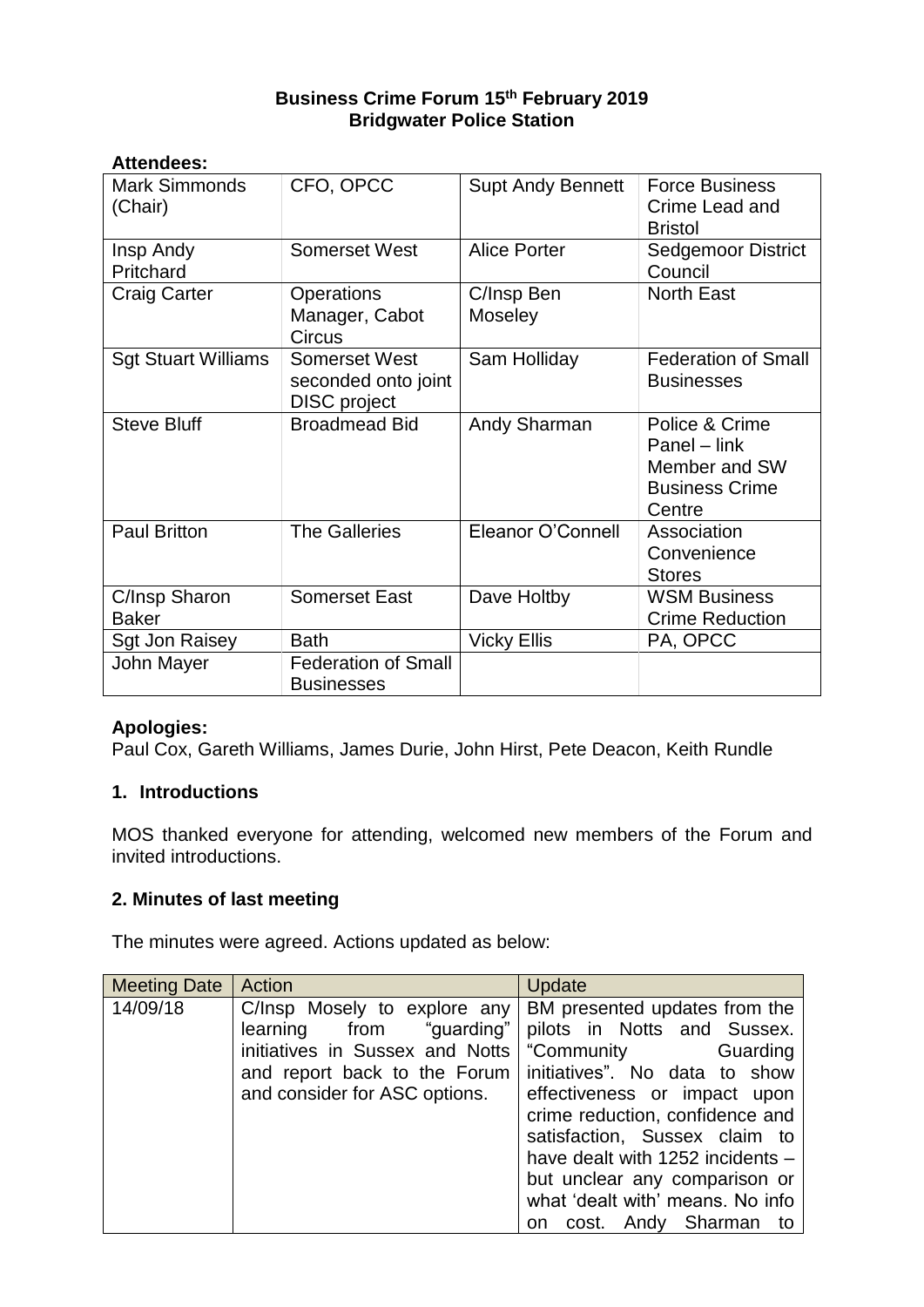**Business Crime Forum 15th February 2019**
**Bridgwater Police Station**

**Attendees:**

| | | | |
|---|---|---|---|
| Mark Simmonds (Chair) | CFO, OPCC | Supt Andy Bennett | Force Business Crime Lead and Bristol |
| Insp Andy Pritchard | Somerset West | Alice Porter | Sedgemoor District Council |
| Craig Carter | Operations Manager, Cabot Circus | C/Insp Ben Moseley | North East |
| Sgt Stuart Williams | Somerset West seconded onto joint DISC project | Sam Holliday | Federation of Small Businesses |
| Steve Bluff | Broadmead Bid | Andy Sharman | Police & Crime Panel – link Member and SW Business Crime Centre |
| Paul Britton | The Galleries | Eleanor O'Connell | Association Convenience Stores |
| C/Insp Sharon Baker | Somerset East | Dave Holtby | WSM Business Crime Reduction |
| Sgt Jon Raisey | Bath | Vicky Ellis | PA, OPCC |
| John Mayer | Federation of Small Businesses | | |

**Apologies:**
Paul Cox, Gareth Williams, James Durie, John Hirst, Pete Deacon, Keith Rundle

## 1. Introductions

MOS thanked everyone for attending, welcomed new members of the Forum and invited introductions.

## 2. Minutes of last meeting

The minutes were agreed. Actions updated as below:

| Meeting Date | Action | Update |
|---|---|---|
| 14/09/18 | C/Insp Mosely to explore any learning from "guarding" initiatives in Sussex and Notts and report back to the Forum and consider for ASC options. | BM presented updates from the pilots in Notts and Sussex. "Community Guarding initiatives". No data to show effectiveness or impact upon crime reduction, confidence and satisfaction, Sussex claim to have dealt with 1252 incidents – but unclear any comparison or what 'dealt with' means. No info on cost. Andy Sharman to |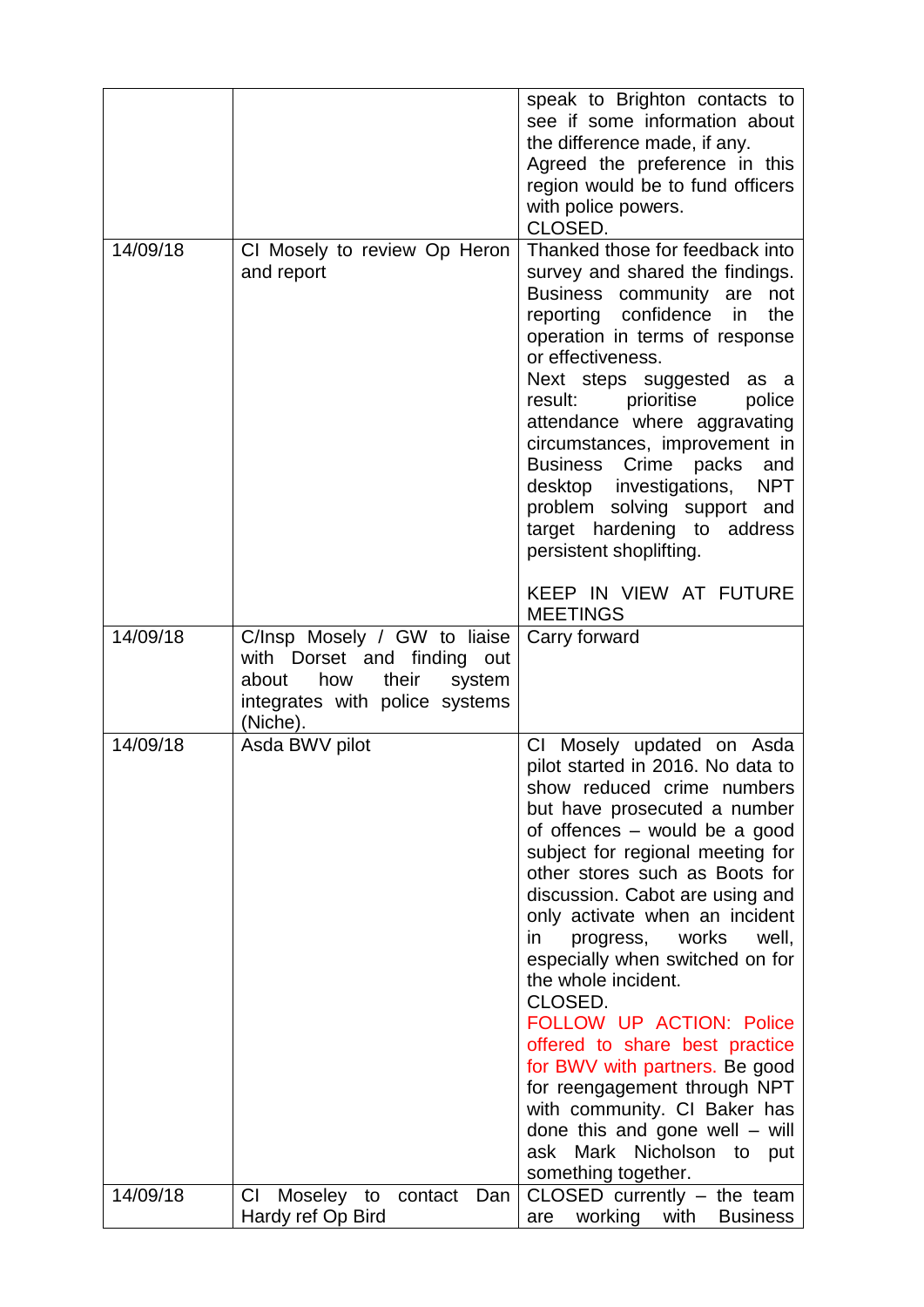| | | |
|---|---|---|
| | | speak to Brighton contacts to see if some information about the difference made, if any.<br>Agreed the preference in this region would be to fund officers with police powers.<br>CLOSED. |
| 14/09/18 | CI Mosely to review Op Heron and report | Thanked those for feedback into survey and shared the findings. Business community are not reporting confidence in the operation in terms of response or effectiveness.<br>Next steps suggested as a result: prioritise police attendance where aggravating circumstances, improvement in Business Crime packs and desktop investigations, NPT problem solving support and target hardening to address persistent shoplifting.<br><br>KEEP IN VIEW AT FUTURE MEETINGS |
| 14/09/18 | C/Insp Mosely / GW to liaise with Dorset and finding out about how their system integrates with police systems (Niche). | Carry forward |
| 14/09/18 | Asda BWV pilot | CI Mosely updated on Asda pilot started in 2016. No data to show reduced crime numbers but have prosecuted a number of offences – would be a good subject for regional meeting for other stores such as Boots for discussion. Cabot are using and only activate when an incident in progress, works well, especially when switched on for the whole incident.<br>CLOSED.<br>FOLLOW UP ACTION: Police offered to share best practice for BWV with partners. Be good for reengagement through NPT with community. CI Baker has done this and gone well – will ask Mark Nicholson to put something together. |
| 14/09/18 | CI Moseley to contact Dan Hardy ref Op Bird | CLOSED currently – the team are working with Business |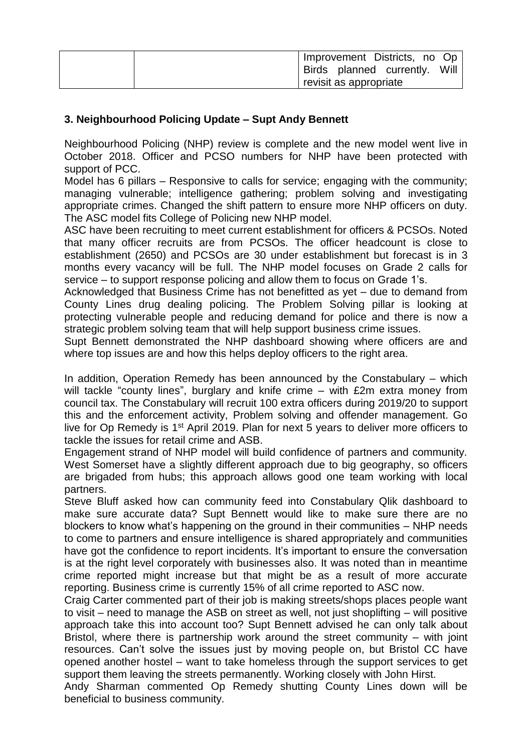|  |  | Improvement Districts, no Op Birds planned currently. Will revisit as appropriate |
|---|---|---|

### 3. Neighbourhood Policing Update – Supt Andy Bennett

Neighbourhood Policing (NHP) review is complete and the new model went live in October 2018. Officer and PCSO numbers for NHP have been protected with support of PCC.

Model has 6 pillars – Responsive to calls for service; engaging with the community; managing vulnerable; intelligence gathering; problem solving and investigating appropriate crimes. Changed the shift pattern to ensure more NHP officers on duty. The ASC model fits College of Policing new NHP model.

ASC have been recruiting to meet current establishment for officers & PCSOs. Noted that many officer recruits are from PCSOs. The officer headcount is close to establishment (2650) and PCSOs are 30 under establishment but forecast is in 3 months every vacancy will be full. The NHP model focuses on Grade 2 calls for service – to support response policing and allow them to focus on Grade 1's.

Acknowledged that Business Crime has not benefitted as yet – due to demand from County Lines drug dealing policing. The Problem Solving pillar is looking at protecting vulnerable people and reducing demand for police and there is now a strategic problem solving team that will help support business crime issues.

Supt Bennett demonstrated the NHP dashboard showing where officers are and where top issues are and how this helps deploy officers to the right area.

In addition, Operation Remedy has been announced by the Constabulary – which will tackle "county lines", burglary and knife crime – with £2m extra money from council tax. The Constabulary will recruit 100 extra officers during 2019/20 to support this and the enforcement activity, Problem solving and offender management. Go live for Op Remedy is 1st April 2019. Plan for next 5 years to deliver more officers to tackle the issues for retail crime and ASB.

Engagement strand of NHP model will build confidence of partners and community. West Somerset have a slightly different approach due to big geography, so officers are brigaded from hubs; this approach allows good one team working with local partners.

Steve Bluff asked how can community feed into Constabulary Qlik dashboard to make sure accurate data? Supt Bennett would like to make sure there are no blockers to know what's happening on the ground in their communities – NHP needs to come to partners and ensure intelligence is shared appropriately and communities have got the confidence to report incidents. It's important to ensure the conversation is at the right level corporately with businesses also. It was noted than in meantime crime reported might increase but that might be as a result of more accurate reporting. Business crime is currently 15% of all crime reported to ASC now.

Craig Carter commented part of their job is making streets/shops places people want to visit – need to manage the ASB on street as well, not just shoplifting – will positive approach take this into account too? Supt Bennett advised he can only talk about Bristol, where there is partnership work around the street community – with joint resources. Can't solve the issues just by moving people on, but Bristol CC have opened another hostel – want to take homeless through the support services to get support them leaving the streets permanently. Working closely with John Hirst.

Andy Sharman commented Op Remedy shutting County Lines down will be beneficial to business community.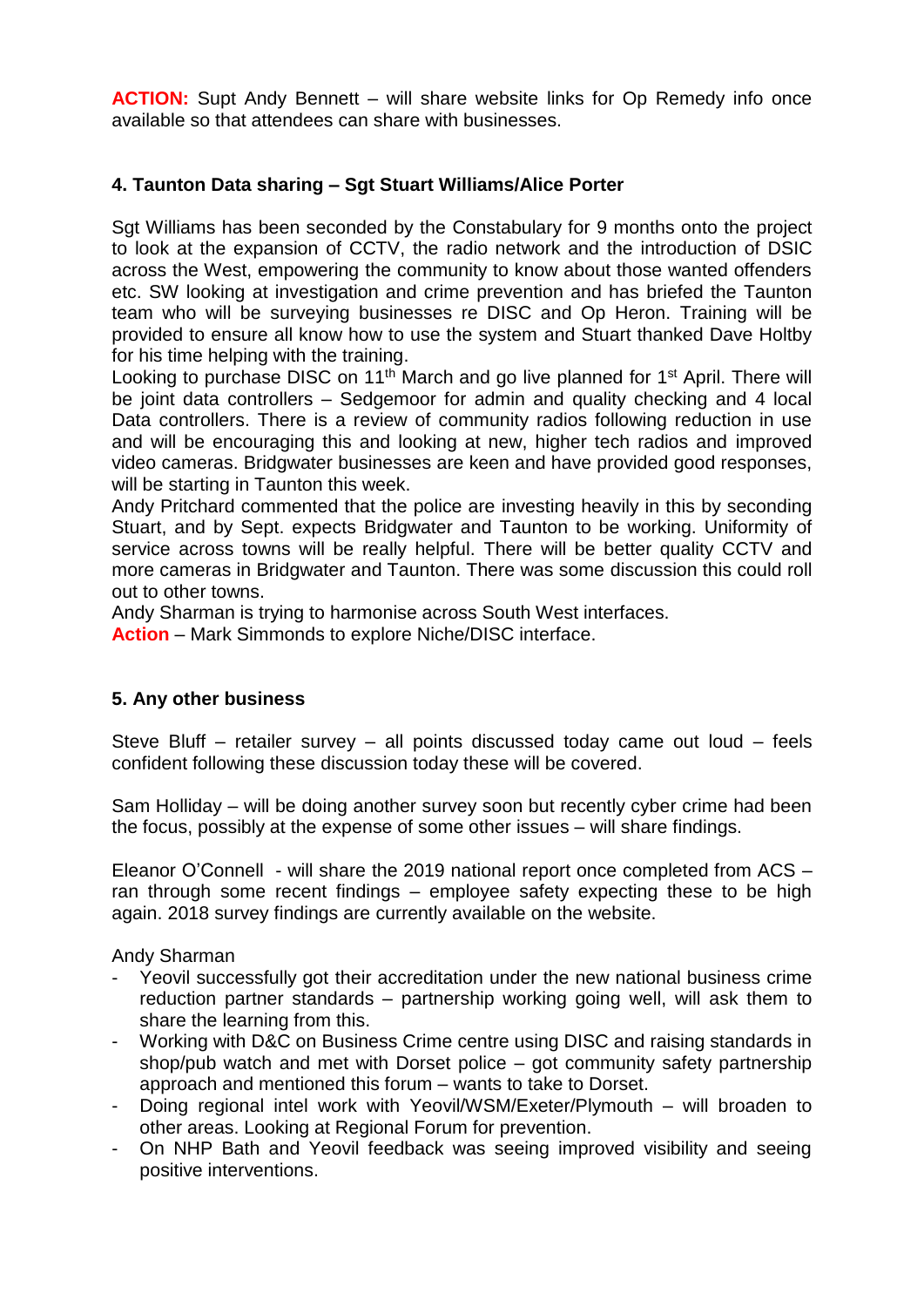**ACTION:** Supt Andy Bennett – will share website links for Op Remedy info once available so that attendees can share with businesses.

#### 4. Taunton Data sharing – Sgt Stuart Williams/Alice Porter

Sgt Williams has been seconded by the Constabulary for 9 months onto the project to look at the expansion of CCTV, the radio network and the introduction of DSIC across the West, empowering the community to know about those wanted offenders etc. SW looking at investigation and crime prevention and has briefed the Taunton team who will be surveying businesses re DISC and Op Heron. Training will be provided to ensure all know how to use the system and Stuart thanked Dave Holtby for his time helping with the training.
Looking to purchase DISC on 11th March and go live planned for 1st April. There will be joint data controllers – Sedgemoor for admin and quality checking and 4 local Data controllers. There is a review of community radios following reduction in use and will be encouraging this and looking at new, higher tech radios and improved video cameras. Bridgwater businesses are keen and have provided good responses, will be starting in Taunton this week.
Andy Pritchard commented that the police are investing heavily in this by seconding Stuart, and by Sept. expects Bridgwater and Taunton to be working. Uniformity of service across towns will be really helpful. There will be better quality CCTV and more cameras in Bridgwater and Taunton. There was some discussion this could roll out to other towns.
Andy Sharman is trying to harmonise across South West interfaces.
**Action** – Mark Simmonds to explore Niche/DISC interface.

#### 5. Any other business

Steve Bluff – retailer survey – all points discussed today came out loud – feels confident following these discussion today these will be covered.

Sam Holliday – will be doing another survey soon but recently cyber crime had been the focus, possibly at the expense of some other issues – will share findings.

Eleanor O'Connell - will share the 2019 national report once completed from ACS – ran through some recent findings – employee safety expecting these to be high again. 2018 survey findings are currently available on the website.

Andy Sharman

- Yeovil successfully got their accreditation under the new national business crime reduction partner standards – partnership working going well, will ask them to share the learning from this.
- Working with D&C on Business Crime centre using DISC and raising standards in shop/pub watch and met with Dorset police – got community safety partnership approach and mentioned this forum – wants to take to Dorset.
- Doing regional intel work with Yeovil/WSM/Exeter/Plymouth – will broaden to other areas. Looking at Regional Forum for prevention.
- On NHP Bath and Yeovil feedback was seeing improved visibility and seeing positive interventions.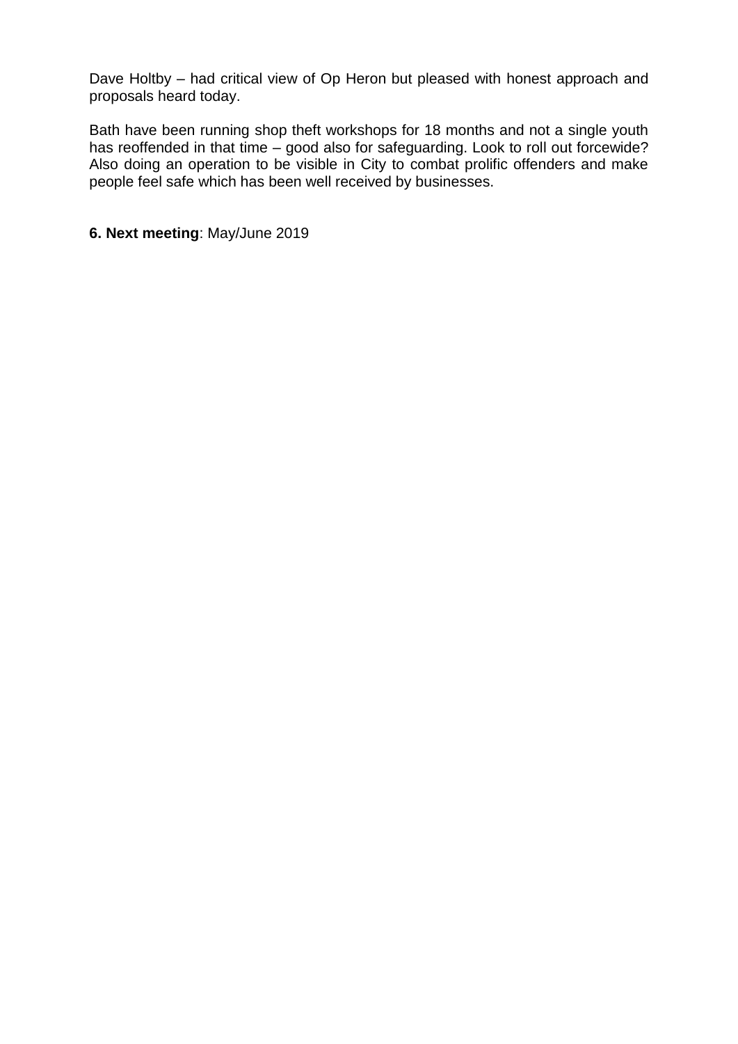Dave Holtby – had critical view of Op Heron but pleased with honest approach and proposals heard today.

Bath have been running shop theft workshops for 18 months and not a single youth has reoffended in that time – good also for safeguarding. Look to roll out forcewide? Also doing an operation to be visible in City to combat prolific offenders and make people feel safe which has been well received by businesses.

**6. Next meeting**: May/June 2019